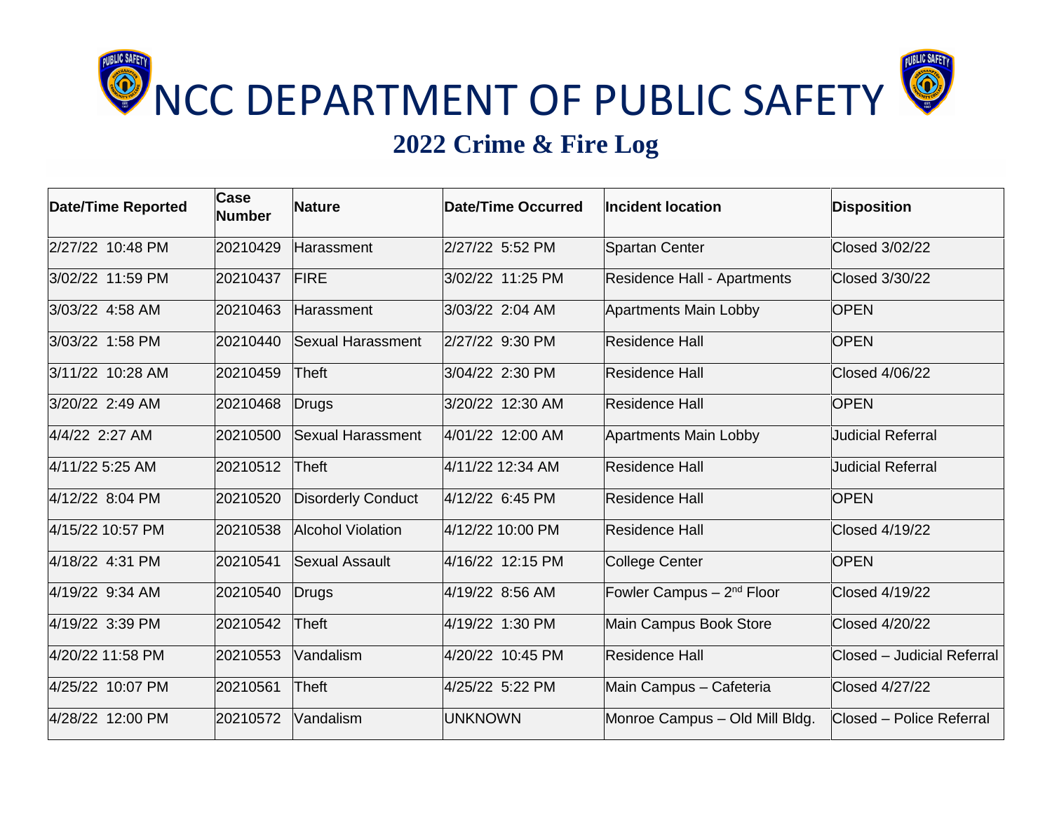# NCC DEPARTMENT OF PUBLIC SAFETY

## 2022 Crime & Fire Log

| Date/Time Reported | Case Number | Nature | Date/Time Occurred | Incident location | Disposition |
|---|---|---|---|---|---|
| 2/27/22 10:48 PM | 20210429 | Harassment | 2/27/22 5:52 PM | Spartan Center | Closed 3/02/22 |
| 3/02/22 11:59 PM | 20210437 | FIRE | 3/02/22 11:25 PM | Residence Hall - Apartments | Closed 3/30/22 |
| 3/03/22 4:58 AM | 20210463 | Harassment | 3/03/22 2:04 AM | Apartments Main Lobby | OPEN |
| 3/03/22 1:58 PM | 20210440 | Sexual Harassment | 2/27/22 9:30 PM | Residence Hall | OPEN |
| 3/11/22 10:28 AM | 20210459 | Theft | 3/04/22 2:30 PM | Residence Hall | Closed 4/06/22 |
| 3/20/22 2:49 AM | 20210468 | Drugs | 3/20/22 12:30 AM | Residence Hall | OPEN |
| 4/4/22 2:27 AM | 20210500 | Sexual Harassment | 4/01/22 12:00 AM | Apartments Main Lobby | Judicial Referral |
| 4/11/22 5:25 AM | 20210512 | Theft | 4/11/22 12:34 AM | Residence Hall | Judicial Referral |
| 4/12/22 8:04 PM | 20210520 | Disorderly Conduct | 4/12/22 6:45 PM | Residence Hall | OPEN |
| 4/15/22 10:57 PM | 20210538 | Alcohol Violation | 4/12/22 10:00 PM | Residence Hall | Closed 4/19/22 |
| 4/18/22 4:31 PM | 20210541 | Sexual Assault | 4/16/22 12:15 PM | College Center | OPEN |
| 4/19/22 9:34 AM | 20210540 | Drugs | 4/19/22 8:56 AM | Fowler Campus – 2nd Floor | Closed 4/19/22 |
| 4/19/22 3:39 PM | 20210542 | Theft | 4/19/22 1:30 PM | Main Campus Book Store | Closed 4/20/22 |
| 4/20/22 11:58 PM | 20210553 | Vandalism | 4/20/22 10:45 PM | Residence Hall | Closed – Judicial Referral |
| 4/25/22 10:07 PM | 20210561 | Theft | 4/25/22 5:22 PM | Main Campus – Cafeteria | Closed 4/27/22 |
| 4/28/22 12:00 PM | 20210572 | Vandalism | UNKNOWN | Monroe Campus – Old Mill Bldg. | Closed – Police Referral |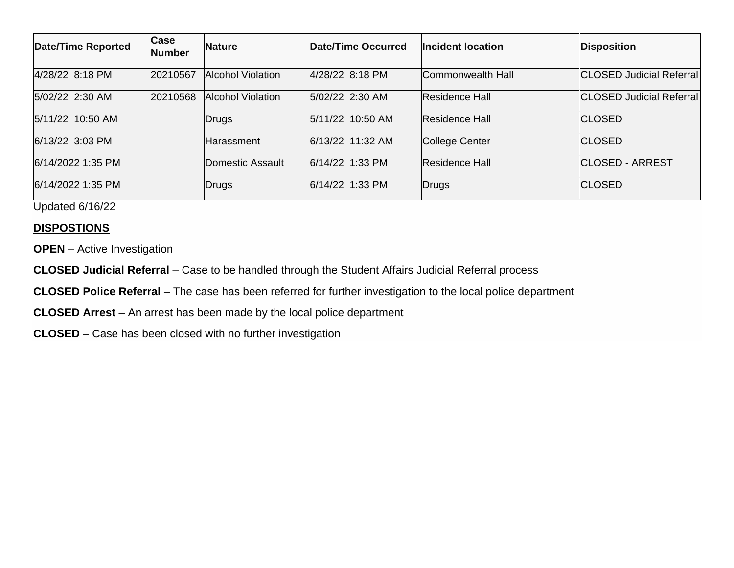| Date/Time Reported | Case Number | Nature | Date/Time Occurred | Incident location | Disposition |
|---|---|---|---|---|---|
| 4/28/22 8:18 PM | 20210567 | Alcohol Violation | 4/28/22 8:18 PM | Commonwealth Hall | CLOSED Judicial Referral |
| 5/02/22 2:30 AM | 20210568 | Alcohol Violation | 5/02/22 2:30 AM | Residence Hall | CLOSED Judicial Referral |
| 5/11/22 10:50 AM | | Drugs | 5/11/22 10:50 AM | Residence Hall | CLOSED |
| 6/13/22 3:03 PM | | Harassment | 6/13/22 11:32 AM | College Center | CLOSED |
| 6/14/2022 1:35 PM | | Domestic Assault | 6/14/22 1:33 PM | Residence Hall | CLOSED - ARREST |
| 6/14/2022 1:35 PM | | Drugs | 6/14/22 1:33 PM | Drugs | CLOSED |

Updated 6/16/22

**DISPOSTIONS**

**OPEN** – Active Investigation

**CLOSED Judicial Referral** – Case to be handled through the Student Affairs Judicial Referral process

**CLOSED Police Referral** – The case has been referred for further investigation to the local police department

**CLOSED Arrest** – An arrest has been made by the local police department

**CLOSED** – Case has been closed with no further investigation